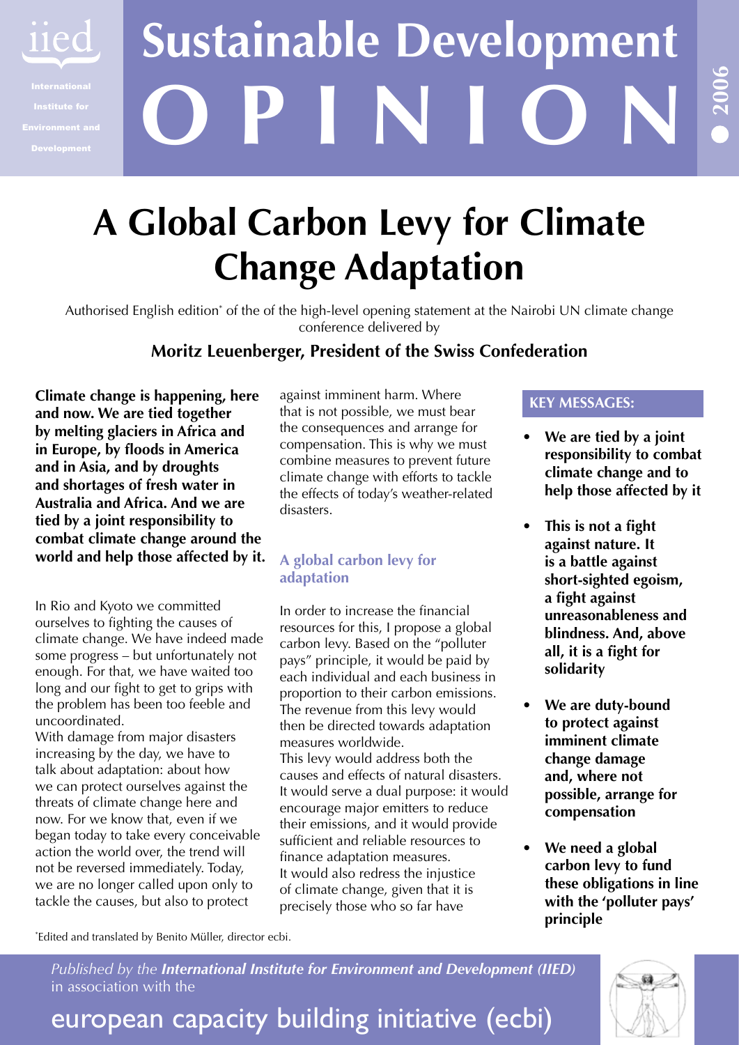iied

International Institute for Environment and Development

# Sustainable Development OPINION

2006

# A Global Carbon Levy for Climate Change Adaptation

Authorised English edition* of the of the high-level opening statement at the Nairobi UN climate change conference delivered by

**Moritz Leuenberger, President of the Swiss Confederation**

**Climate change is happening, here and now. We are tied together by melting glaciers in Africa and in Europe, by floods in America and in Asia, and by droughts and shortages of fresh water in Australia and Africa. And we are tied by a joint responsibility to combat climate change around the world and help those affected by it.**

In Rio and Kyoto we committed ourselves to fighting the causes of climate change. We have indeed made some progress – but unfortunately not enough. For that, we have waited too long and our fight to get to grips with the problem has been too feeble and uncoordinated.

With damage from major disasters increasing by the day, we have to talk about adaptation: about how we can protect ourselves against the threats of climate change here and now. For we know that, even if we began today to take every conceivable action the world over, the trend will not be reversed immediately. Today, we are no longer called upon only to tackle the causes, but also to protect against imminent harm. Where that is not possible, we must bear the consequences and arrange for compensation. This is why we must combine measures to prevent future climate change with efforts to tackle the effects of today's weather-related disasters.

## A global carbon levy for adaptation

In order to increase the financial resources for this, I propose a global carbon levy. Based on the "polluter pays" principle, it would be paid by each individual and each business in proportion to their carbon emissions. The revenue from this levy would then be directed towards adaptation measures worldwide.

This levy would address both the causes and effects of natural disasters. It would serve a dual purpose: it would encourage major emitters to reduce their emissions, and it would provide sufficient and reliable resources to finance adaptation measures.

It would also redress the injustice of climate change, given that it is precisely those who so far have

### KEY MESSAGES:

- **We are tied by a joint responsibility to combat climate change and to help those affected by it**
- **This is not a fight against nature. It is a battle against short-sighted egoism, a fight against unreasonableness and blindness. And, above all, it is a fight for solidarity**
- **We are duty-bound to protect against imminent climate change damage and, where not possible, arrange for compensation**
- **We need a global carbon levy to fund these obligations in line with the 'polluter pays' principle**

*Edited and translated by Benito Müller, director ecbi.

*Published by the **International Institute for Environment and Development (IIED)*** in association with the

european capacity building initiative (ecbi)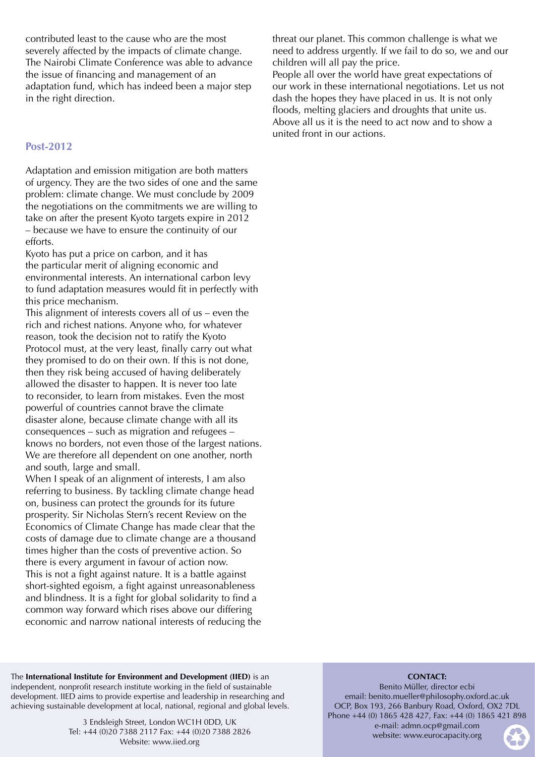contributed least to the cause who are the most severely affected by the impacts of climate change. The Nairobi Climate Conference was able to advance the issue of financing and management of an adaptation fund, which has indeed been a major step in the right direction.

## Post-2012

Adaptation and emission mitigation are both matters of urgency. They are the two sides of one and the same problem: climate change. We must conclude by 2009 the negotiations on the commitments we are willing to take on after the present Kyoto targets expire in 2012 – because we have to ensure the continuity of our efforts.

Kyoto has put a price on carbon, and it has the particular merit of aligning economic and environmental interests. An international carbon levy to fund adaptation measures would fit in perfectly with this price mechanism.

This alignment of interests covers all of us – even the rich and richest nations. Anyone who, for whatever reason, took the decision not to ratify the Kyoto Protocol must, at the very least, finally carry out what they promised to do on their own. If this is not done, then they risk being accused of having deliberately allowed the disaster to happen. It is never too late to reconsider, to learn from mistakes. Even the most powerful of countries cannot brave the climate disaster alone, because climate change with all its consequences – such as migration and refugees – knows no borders, not even those of the largest nations. We are therefore all dependent on one another, north and south, large and small.

When I speak of an alignment of interests, I am also referring to business. By tackling climate change head on, business can protect the grounds for its future prosperity. Sir Nicholas Stern's recent Review on the Economics of Climate Change has made clear that the costs of damage due to climate change are a thousand times higher than the costs of preventive action. So there is every argument in favour of action now.

This is not a fight against nature. It is a battle against short-sighted egoism, a fight against unreasonableness and blindness. It is a fight for global solidarity to find a common way forward which rises above our differing economic and narrow national interests of reducing the threat our planet. This common challenge is what we need to address urgently. If we fail to do so, we and our children will all pay the price.

People all over the world have great expectations of our work in these international negotiations. Let us not dash the hopes they have placed in us. It is not only floods, melting glaciers and droughts that unite us. Above all us it is the need to act now and to show a united front in our actions.

The **International Institute for Environment and Development (IIED)** is an independent, nonprofit research institute working in the field of sustainable development. IIED aims to provide expertise and leadership in researching and achieving sustainable development at local, national, regional and global levels.

3 Endsleigh Street, London WC1H 0DD, UK
Tel: +44 (0)20 7388 2117 Fax: +44 (0)20 7388 2826
Website: www.iied.org

**CONTACT:**

Benito Müller, director ecbi
email: benito.mueller@philosophy.oxford.ac.uk
OCP, Box 193, 266 Banbury Road, Oxford, OX2 7DL
Phone +44 (0) 1865 428 427, Fax: +44 (0) 1865 421 898
e-mail: admn.ocp@gmail.com
website: www.eurocapacity.org